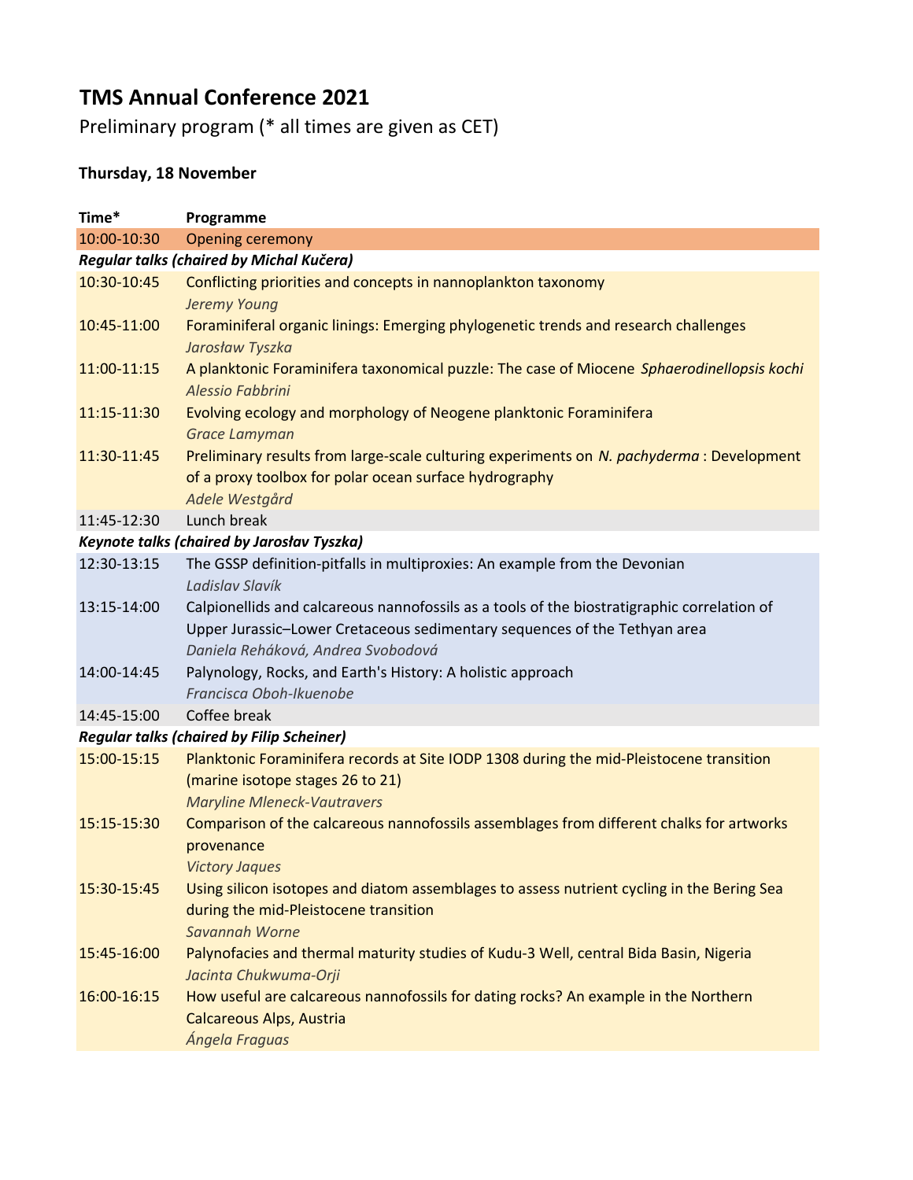# TMS Annual Conference 2021

Preliminary program (* all times are given as CET)

**Thursday, 18 November**

| Time* | Programme |
| --- | --- |
| 10:00-10:30 | Opening ceremony |
| ***Regular talks (chaired by Michal Kučera)*** | |
| 10:30-10:45 | Conflicting priorities and concepts in nannoplankton taxonomy<br>*Jeremy Young* |
| 10:45-11:00 | Foraminiferal organic linings: Emerging phylogenetic trends and research challenges<br>*Jarosław Tyszka* |
| 11:00-11:15 | A planktonic Foraminifera taxonomical puzzle: The case of Miocene *Sphaerodinellopsis kochi*<br>*Alessio Fabbrini* |
| 11:15-11:30 | Evolving ecology and morphology of Neogene planktonic Foraminifera<br>*Grace Lamyman* |
| 11:30-11:45 | Preliminary results from large-scale culturing experiments on *N. pachyderma* : Development of a proxy toolbox for polar ocean surface hydrography<br>*Adele Westgård* |
| 11:45-12:30 | Lunch break |
| ***Keynote talks (chaired by Jarosław Tyszka)*** | |
| 12:30-13:15 | The GSSP definition-pitfalls in multiproxies: An example from the Devonian<br>*Ladislav Slavík* |
| 13:15-14:00 | Calpionellids and calcareous nannofossils as a tools of the biostratigraphic correlation of Upper Jurassic–Lower Cretaceous sedimentary sequences of the Tethyan area<br>*Daniela Reháková, Andrea Svobodová* |
| 14:00-14:45 | Palynology, Rocks, and Earth's History: A holistic approach<br>*Francisca Oboh-Ikuenobe* |
| 14:45-15:00 | Coffee break |
| ***Regular talks (chaired by Filip Scheiner)*** | |
| 15:00-15:15 | Planktonic Foraminifera records at Site IODP 1308 during the mid-Pleistocene transition (marine isotope stages 26 to 21)<br>*Maryline Mleneck-Vautravers* |
| 15:15-15:30 | Comparison of the calcareous nannofossils assemblages from different chalks for artworks provenance<br>*Victory Jaques* |
| 15:30-15:45 | Using silicon isotopes and diatom assemblages to assess nutrient cycling in the Bering Sea during the mid-Pleistocene transition<br>*Savannah Worne* |
| 15:45-16:00 | Palynofacies and thermal maturity studies of Kudu-3 Well, central Bida Basin, Nigeria<br>*Jacinta Chukwuma-Orji* |
| 16:00-16:15 | How useful are calcareous nannofossils for dating rocks? An example in the Northern Calcareous Alps, Austria<br>*Ángela Fraguas* |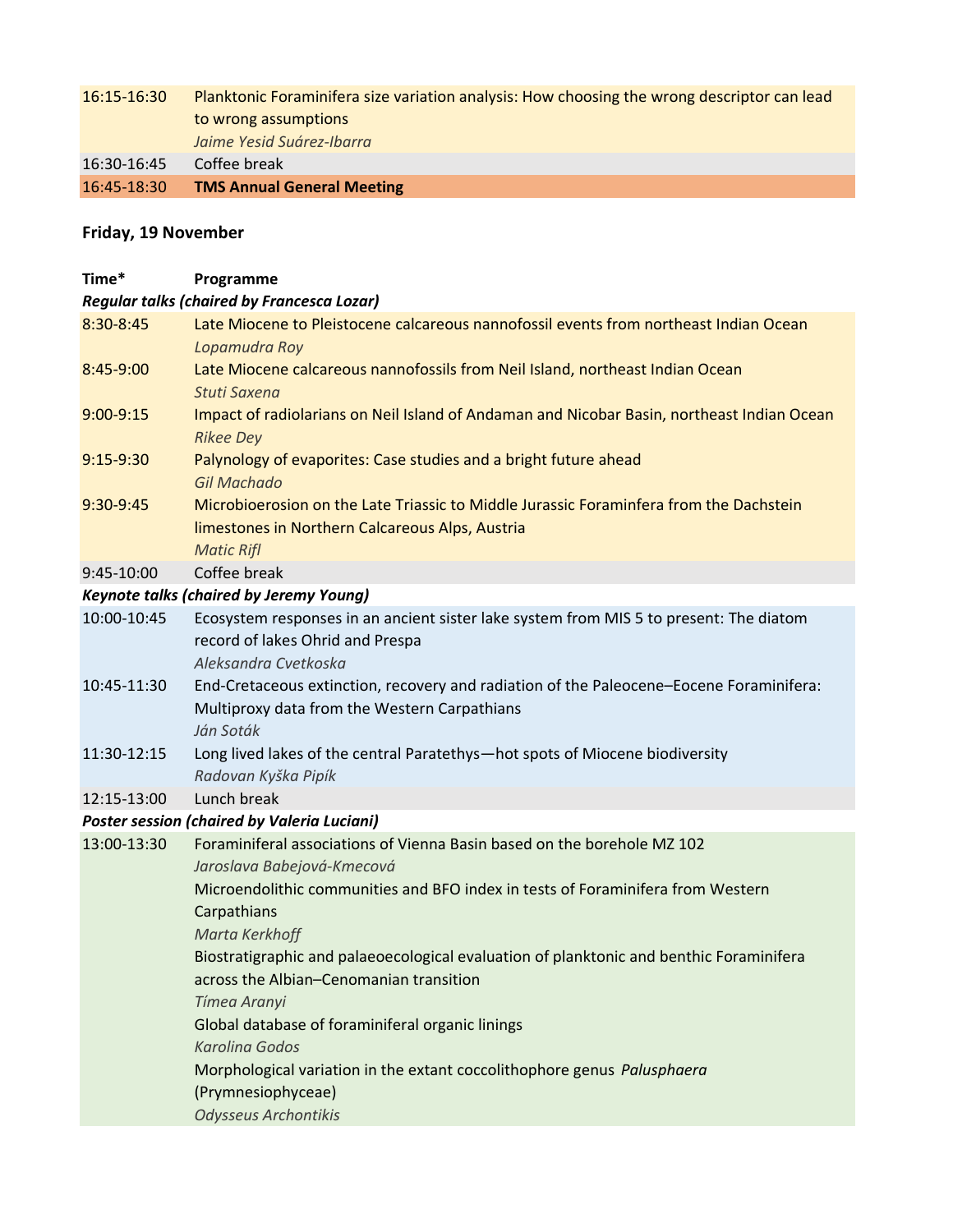| | |
|---|---|
| 16:15-16:30 | Planktonic Foraminifera size variation analysis: How choosing the wrong descriptor can lead to wrong assumptions<br>*Jaime Yesid Suárez-Ibarra* |
| 16:30-16:45 | Coffee break |
| 16:45-18:30 | **TMS Annual General Meeting** |

**Friday, 19 November**

| **Time*** | **Programme** |
|---|---|
| ***Regular talks (chaired by Francesca Lozar)*** | |
| 8:30-8:45 | Late Miocene to Pleistocene calcareous nannofossil events from northeast Indian Ocean<br>*Lopamudra Roy* |
| 8:45-9:00 | Late Miocene calcareous nannofossils from Neil Island, northeast Indian Ocean<br>*Stuti Saxena* |
| 9:00-9:15 | Impact of radiolarians on Neil Island of Andaman and Nicobar Basin, northeast Indian Ocean<br>*Rikee Dey* |
| 9:15-9:30 | Palynology of evaporites: Case studies and a bright future ahead<br>*Gil Machado* |
| 9:30-9:45 | Microbioerosion on the Late Triassic to Middle Jurassic Foraminfera from the Dachstein limestones in Northern Calcareous Alps, Austria<br>*Matic Rifl* |
| 9:45-10:00 | Coffee break |
| ***Keynote talks (chaired by Jeremy Young)*** | |
| 10:00-10:45 | Ecosystem responses in an ancient sister lake system from MIS 5 to present: The diatom record of lakes Ohrid and Prespa<br>*Aleksandra Cvetkoska* |
| 10:45-11:30 | End-Cretaceous extinction, recovery and radiation of the Paleocene–Eocene Foraminifera: Multiproxy data from the Western Carpathians<br>*Ján Soták* |
| 11:30-12:15 | Long lived lakes of the central Paratethys—hot spots of Miocene biodiversity<br>*Radovan Kyška Pipík* |
| 12:15-13:00 | Lunch break |
| ***Poster session (chaired by Valeria Luciani)*** | |
| 13:00-13:30 | Foraminiferal associations of Vienna Basin based on the borehole MZ 102<br>*Jaroslava Babejová-Kmecová*<br>Microendolithic communities and BFO index in tests of Foraminifera from Western Carpathians<br>*Marta Kerkhoff*<br>Biostratigraphic and palaeoecological evaluation of planktonic and benthic Foraminifera across the Albian–Cenomanian transition<br>*Tímea Aranyi*<br>Global database of foraminiferal organic linings<br>*Karolina Godos*<br>Morphological variation in the extant coccolithophore genus *Palusphaera* (Prymnesiophyceae)<br>*Odysseus Archontikis* |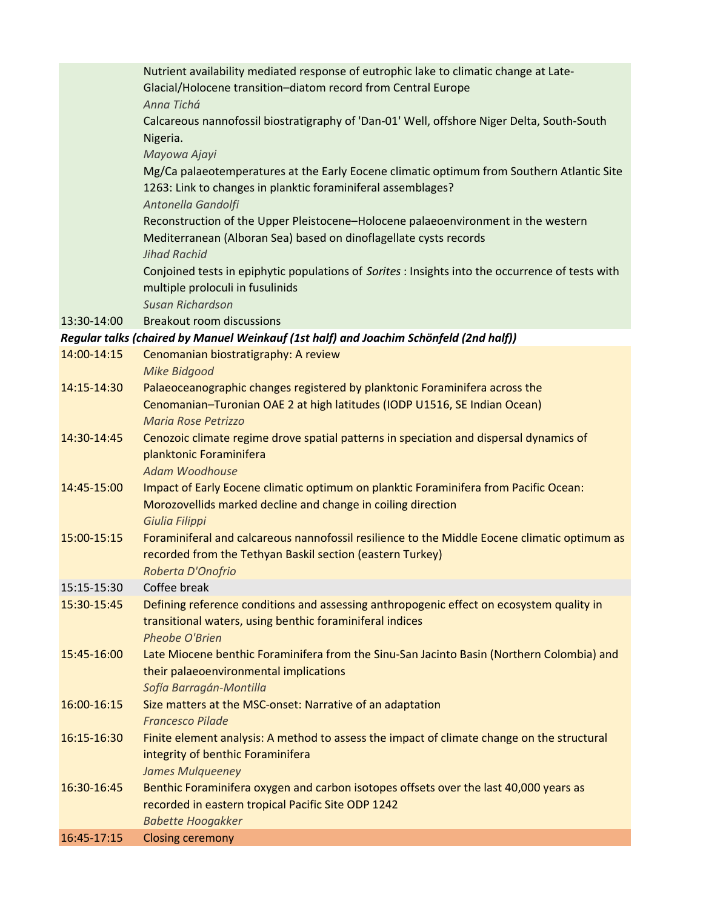| | |
|---|---|
| | Nutrient availability mediated response of eutrophic lake to climatic change at Late-Glacial/Holocene transition–diatom record from Central Europe<br>*Anna Tichá* |
| | Calcareous nannofossil biostratigraphy of 'Dan-01' Well, offshore Niger Delta, South-South Nigeria.<br>*Mayowa Ajayi* |
| | Mg/Ca palaeotemperatures at the Early Eocene climatic optimum from Southern Atlantic Site 1263: Link to changes in planktic foraminiferal assemblages?<br>*Antonella Gandolfi* |
| | Reconstruction of the Upper Pleistocene–Holocene palaeoenvironment in the western Mediterranean (Alboran Sea) based on dinoflagellate cysts records<br>*Jihad Rachid* |
| | Conjoined tests in epiphytic populations of *Sorites* : Insights into the occurrence of tests with multiple proloculi in fusulinids<br>*Susan Richardson* |
| 13:30-14:00 | Breakout room discussions |
| ***Regular talks (chaired by Manuel Weinkauf (1st half) and Joachim Schönfeld (2nd half))*** | |
| 14:00-14:15 | Cenomanian biostratigraphy: A review<br>*Mike Bidgood* |
| 14:15-14:30 | Palaeoceanographic changes registered by planktonic Foraminifera across the Cenomanian–Turonian OAE 2 at high latitudes (IODP U1516, SE Indian Ocean)<br>*Maria Rose Petrizzo* |
| 14:30-14:45 | Cenozoic climate regime drove spatial patterns in speciation and dispersal dynamics of planktonic Foraminifera<br>*Adam Woodhouse* |
| 14:45-15:00 | Impact of Early Eocene climatic optimum on planktic Foraminifera from Pacific Ocean: Morozovellids marked decline and change in coiling direction<br>*Giulia Filippi* |
| 15:00-15:15 | Foraminiferal and calcareous nannofossil resilience to the Middle Eocene climatic optimum as recorded from the Tethyan Baskil section (eastern Turkey)<br>*Roberta D'Onofrio* |
| 15:15-15:30 | Coffee break |
| 15:30-15:45 | Defining reference conditions and assessing anthropogenic effect on ecosystem quality in transitional waters, using benthic foraminiferal indices<br>*Pheobe O'Brien* |
| 15:45-16:00 | Late Miocene benthic Foraminifera from the Sinu-San Jacinto Basin (Northern Colombia) and their palaeoenvironmental implications<br>*Sofía Barragán-Montilla* |
| 16:00-16:15 | Size matters at the MSC-onset: Narrative of an adaptation<br>*Francesco Pilade* |
| 16:15-16:30 | Finite element analysis: A method to assess the impact of climate change on the structural integrity of benthic Foraminifera<br>*James Mulqueeney* |
| 16:30-16:45 | Benthic Foraminifera oxygen and carbon isotopes offsets over the last 40,000 years as recorded in eastern tropical Pacific Site ODP 1242<br>*Babette Hoogakker* |
| 16:45-17:15 | Closing ceremony |